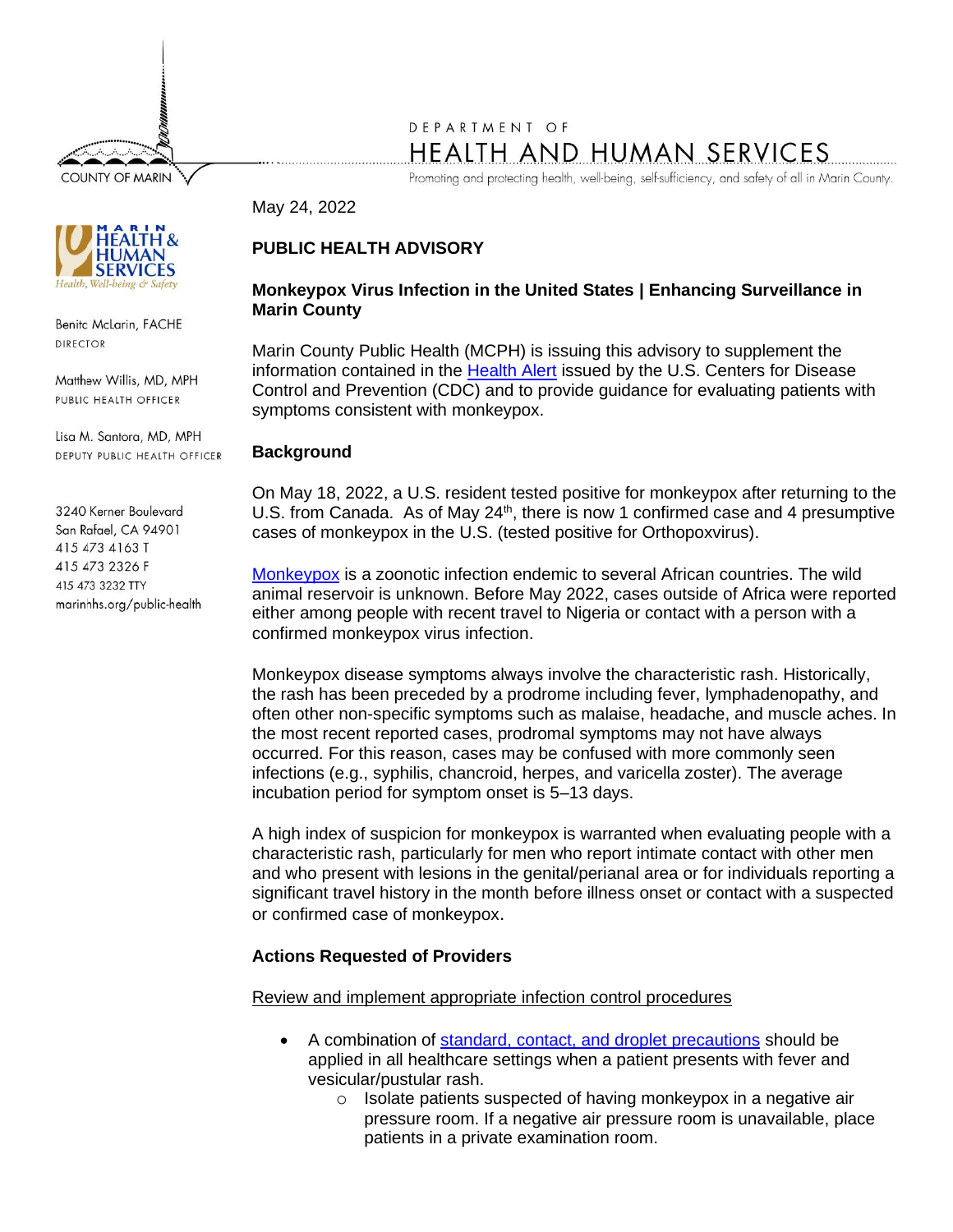COUNTY OF MARIN

DEPARTMENT OF
HEALTH AND HUMAN SERVICES
Promoting and protecting health, well-being, self-sufficiency, and safety of all in Marin County.

MARIN HEALTH & HUMAN SERVICES
Health, Well-being & Safety

Benita McLarin, FACHE
DIRECTOR

Matthew Willis, MD, MPH
PUBLIC HEALTH OFFICER

Lisa M. Santora, MD, MPH
DEPUTY PUBLIC HEALTH OFFICER

3240 Kerner Boulevard
San Rafael, CA 94901
415 473 4163 T
415 473 2326 F
415 473 3232 TTY
marinhhs.org/public-health

May 24, 2022

**PUBLIC HEALTH ADVISORY**

**Monkeypox Virus Infection in the United States | Enhancing Surveillance in Marin County**

Marin County Public Health (MCPH) is issuing this advisory to supplement the information contained in the Health Alert issued by the U.S. Centers for Disease Control and Prevention (CDC) and to provide guidance for evaluating patients with symptoms consistent with monkeypox.

**Background**

On May 18, 2022, a U.S. resident tested positive for monkeypox after returning to the U.S. from Canada. As of May 24th, there is now 1 confirmed case and 4 presumptive cases of monkeypox in the U.S. (tested positive for Orthopoxvirus).

Monkeypox is a zoonotic infection endemic to several African countries. The wild animal reservoir is unknown. Before May 2022, cases outside of Africa were reported either among people with recent travel to Nigeria or contact with a person with a confirmed monkeypox virus infection.

Monkeypox disease symptoms always involve the characteristic rash. Historically, the rash has been preceded by a prodrome including fever, lymphadenopathy, and often other non-specific symptoms such as malaise, headache, and muscle aches. In the most recent reported cases, prodromal symptoms may not have always occurred. For this reason, cases may be confused with more commonly seen infections (e.g., syphilis, chancroid, herpes, and varicella zoster). The average incubation period for symptom onset is 5–13 days.

A high index of suspicion for monkeypox is warranted when evaluating people with a characteristic rash, particularly for men who report intimate contact with other men and who present with lesions in the genital/perianal area or for individuals reporting a significant travel history in the month before illness onset or contact with a suspected or confirmed case of monkeypox.

**Actions Requested of Providers**

Review and implement appropriate infection control procedures

- A combination of standard, contact, and droplet precautions should be applied in all healthcare settings when a patient presents with fever and vesicular/pustular rash.
    - Isolate patients suspected of having monkeypox in a negative air pressure room. If a negative air pressure room is unavailable, place patients in a private examination room.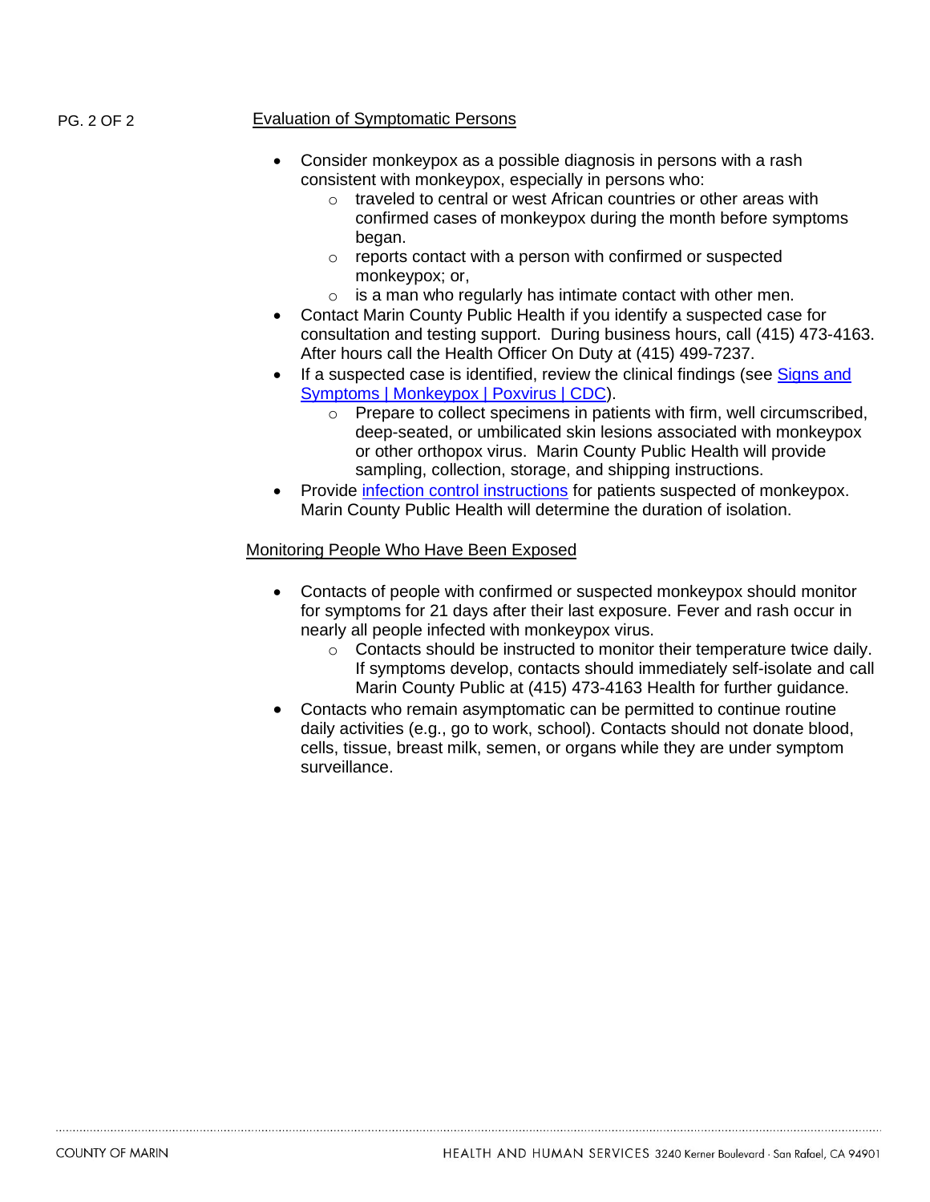## Evaluation of Symptomatic Persons

- Consider monkeypox as a possible diagnosis in persons with a rash consistent with monkeypox, especially in persons who:
  - traveled to central or west African countries or other areas with confirmed cases of monkeypox during the month before symptoms began.
  - reports contact with a person with confirmed or suspected monkeypox; or,
  - is a man who regularly has intimate contact with other men.
- Contact Marin County Public Health if you identify a suspected case for consultation and testing support. During business hours, call (415) 473-4163. After hours call the Health Officer On Duty at (415) 499-7237.
- If a suspected case is identified, review the clinical findings (see Signs and Symptoms | Monkeypox | Poxvirus | CDC).
  - Prepare to collect specimens in patients with firm, well circumscribed, deep-seated, or umbilicated skin lesions associated with monkeypox or other orthopox virus. Marin County Public Health will provide sampling, collection, storage, and shipping instructions.
- Provide infection control instructions for patients suspected of monkeypox. Marin County Public Health will determine the duration of isolation.

## Monitoring People Who Have Been Exposed

- Contacts of people with confirmed or suspected monkeypox should monitor for symptoms for 21 days after their last exposure. Fever and rash occur in nearly all people infected with monkeypox virus.
  - Contacts should be instructed to monitor their temperature twice daily. If symptoms develop, contacts should immediately self-isolate and call Marin County Public at (415) 473-4163 Health for further guidance.
- Contacts who remain asymptomatic can be permitted to continue routine daily activities (e.g., go to work, school). Contacts should not donate blood, cells, tissue, breast milk, semen, or organs while they are under symptom surveillance.